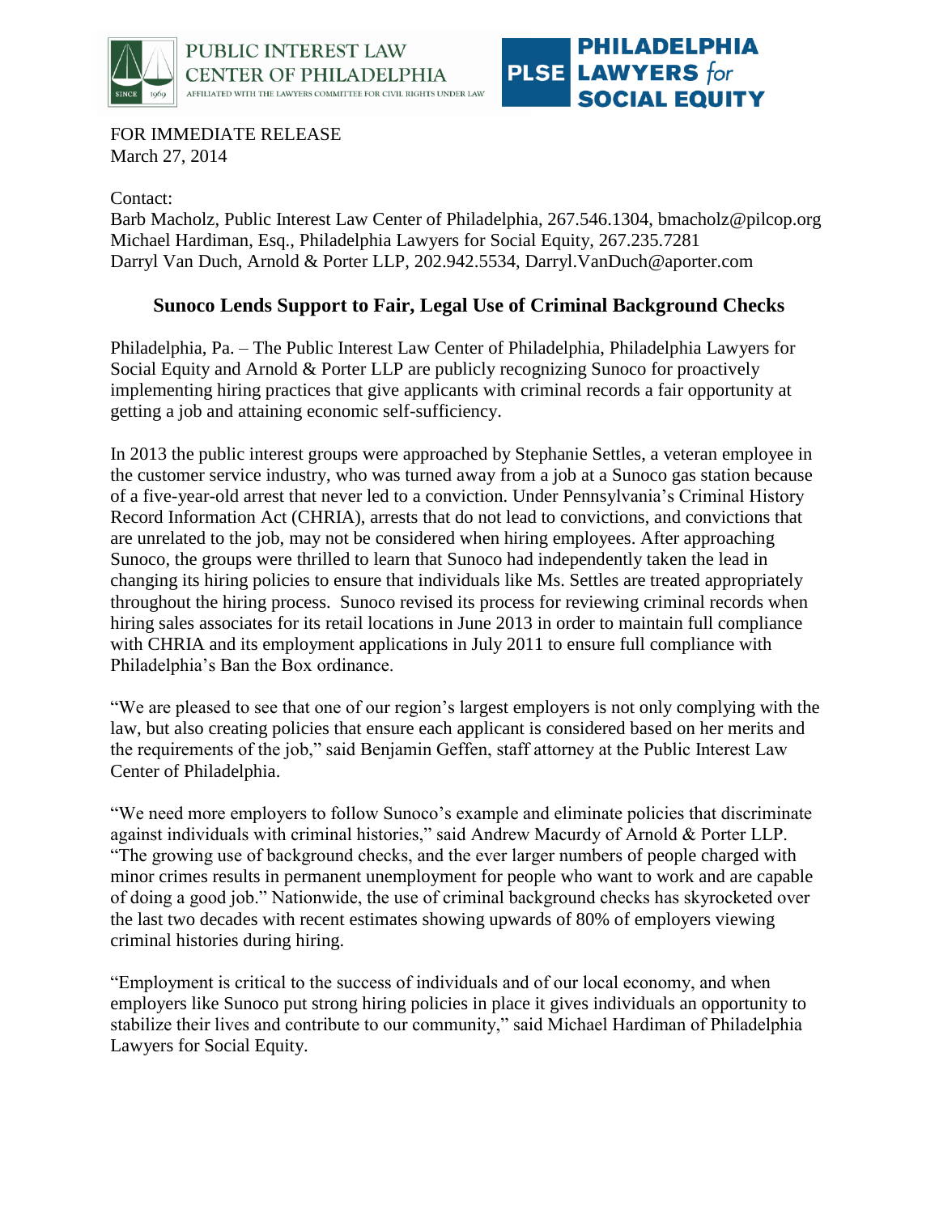PUBLIC INTEREST LAW CENTER OF PHILADELPHIA
AFFILIATED WITH THE LAWYERS COMMITTEE FOR CIVIL RIGHTS UNDER LAW

PLSE PHILADELPHIA LAWYERS *for* SOCIAL EQUITY

FOR IMMEDIATE RELEASE
March 27, 2014

Contact:
Barb Macholz, Public Interest Law Center of Philadelphia, 267.546.1304, bmacholz@pilcop.org
Michael Hardiman, Esq., Philadelphia Lawyers for Social Equity, 267.235.7281
Darryl Van Duch, Arnold & Porter LLP, 202.942.5534, Darryl.VanDuch@aporter.com

## Sunoco Lends Support to Fair, Legal Use of Criminal Background Checks

Philadelphia, Pa. – The Public Interest Law Center of Philadelphia, Philadelphia Lawyers for Social Equity and Arnold & Porter LLP are publicly recognizing Sunoco for proactively implementing hiring practices that give applicants with criminal records a fair opportunity at getting a job and attaining economic self-sufficiency.

In 2013 the public interest groups were approached by Stephanie Settles, a veteran employee in the customer service industry, who was turned away from a job at a Sunoco gas station because of a five-year-old arrest that never led to a conviction. Under Pennsylvania's Criminal History Record Information Act (CHRIA), arrests that do not lead to convictions, and convictions that are unrelated to the job, may not be considered when hiring employees. After approaching Sunoco, the groups were thrilled to learn that Sunoco had independently taken the lead in changing its hiring policies to ensure that individuals like Ms. Settles are treated appropriately throughout the hiring process. Sunoco revised its process for reviewing criminal records when hiring sales associates for its retail locations in June 2013 in order to maintain full compliance with CHRIA and its employment applications in July 2011 to ensure full compliance with Philadelphia's Ban the Box ordinance.

"We are pleased to see that one of our region's largest employers is not only complying with the law, but also creating policies that ensure each applicant is considered based on her merits and the requirements of the job," said Benjamin Geffen, staff attorney at the Public Interest Law Center of Philadelphia.

"We need more employers to follow Sunoco's example and eliminate policies that discriminate against individuals with criminal histories," said Andrew Macurdy of Arnold & Porter LLP. "The growing use of background checks, and the ever larger numbers of people charged with minor crimes results in permanent unemployment for people who want to work and are capable of doing a good job." Nationwide, the use of criminal background checks has skyrocketed over the last two decades with recent estimates showing upwards of 80% of employers viewing criminal histories during hiring.

"Employment is critical to the success of individuals and of our local economy, and when employers like Sunoco put strong hiring policies in place it gives individuals an opportunity to stabilize their lives and contribute to our community," said Michael Hardiman of Philadelphia Lawyers for Social Equity.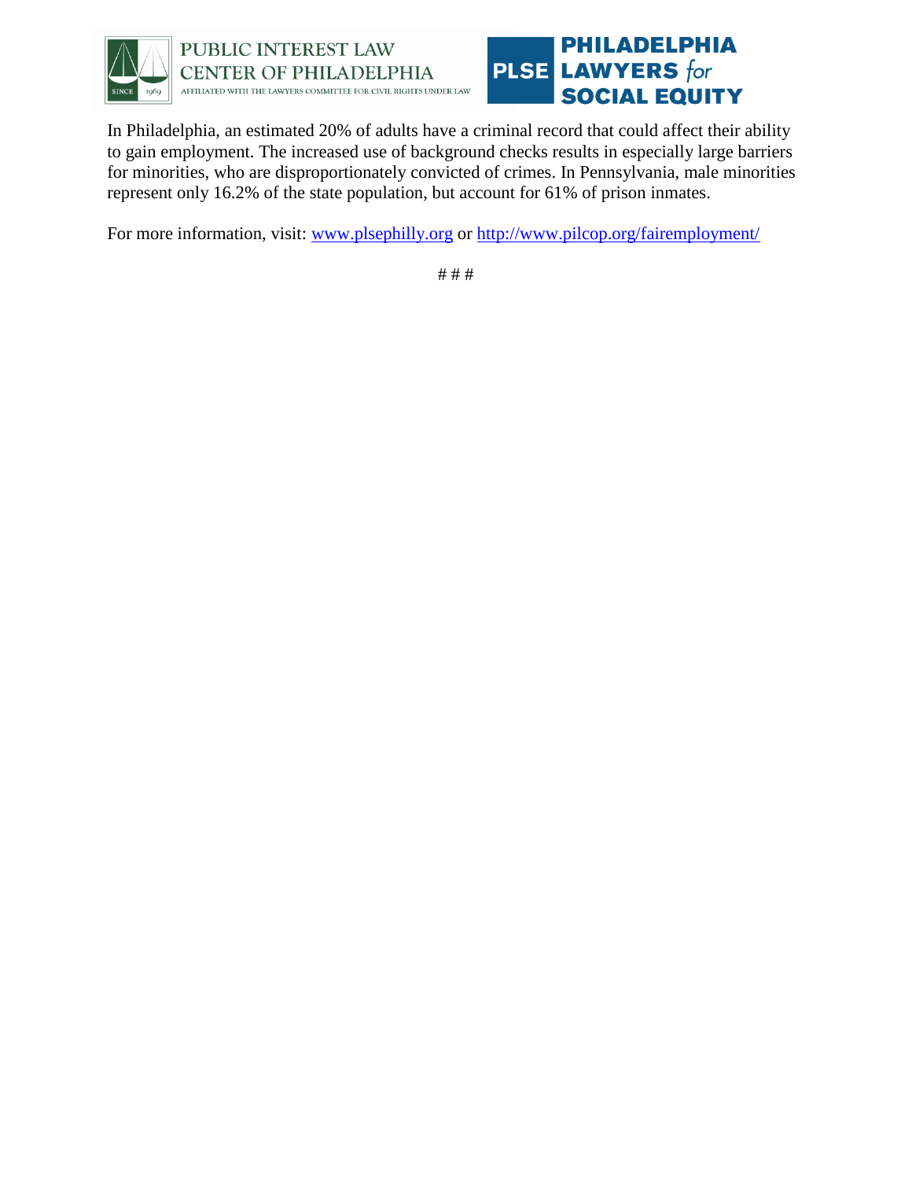In Philadelphia, an estimated 20% of adults have a criminal record that could affect their ability to gain employment. The increased use of background checks results in especially large barriers for minorities, who are disproportionately convicted of crimes. In Pennsylvania, male minorities represent only 16.2% of the state population, but account for 61% of prison inmates.

For more information, visit: www.plsephilly.org or http://www.pilcop.org/fairemployment/

# # #